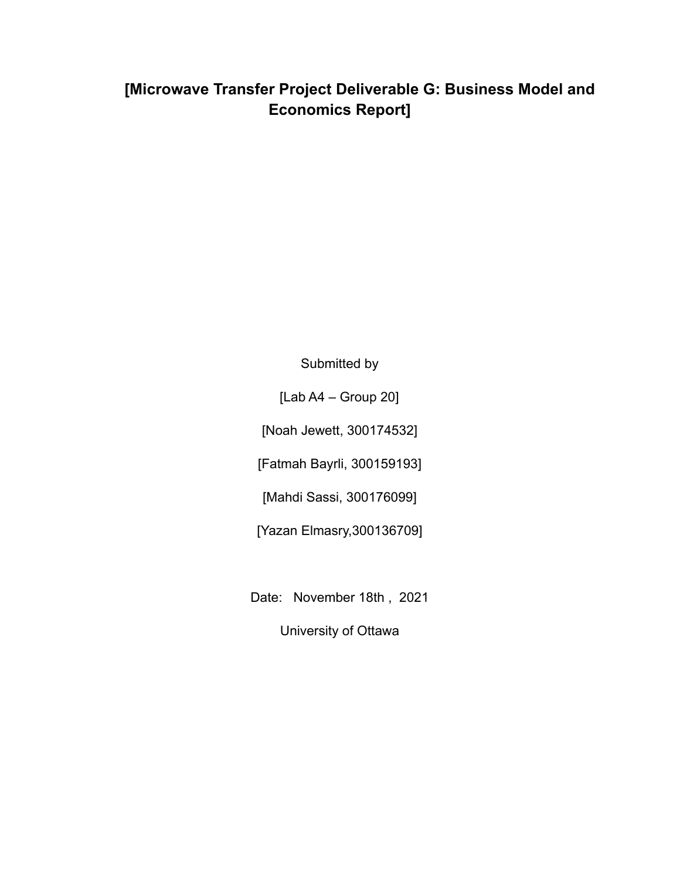# [Microwave Transfer Project Deliverable G: Business Model and Economics Report]

Submitted by

[Lab A4 – Group 20]

[Noah Jewett, 300174532]

[Fatmah Bayrli, 300159193]

[Mahdi Sassi, 300176099]

[Yazan Elmasry,300136709]

Date: November 18th , 2021

University of Ottawa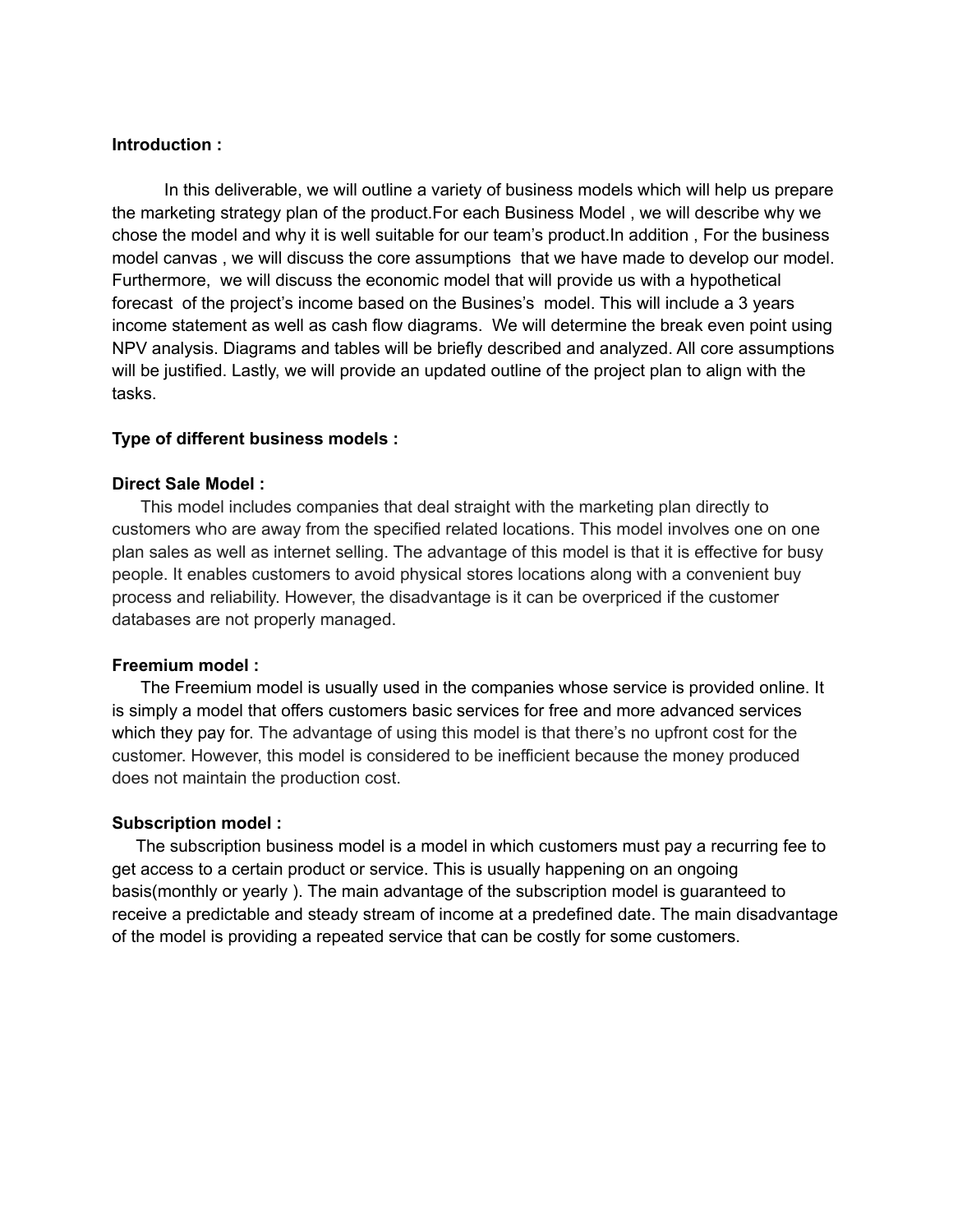**Introduction :**

In this deliverable, we will outline a variety of business models which will help us prepare the marketing strategy plan of the product.For each Business Model , we will describe why we chose the model and why it is well suitable for our team's product.In addition , For the business model canvas , we will discuss the core assumptions that we have made to develop our model. Furthermore, we will discuss the economic model that will provide us with a hypothetical forecast of the project's income based on the Busines's model. This will include a 3 years income statement as well as cash flow diagrams. We will determine the break even point using NPV analysis. Diagrams and tables will be briefly described and analyzed. All core assumptions will be justified. Lastly, we will provide an updated outline of the project plan to align with the tasks.

**Type of different business models :**

**Direct Sale Model :**

This model includes companies that deal straight with the marketing plan directly to customers who are away from the specified related locations. This model involves one on one plan sales as well as internet selling. The advantage of this model is that it is effective for busy people. It enables customers to avoid physical stores locations along with a convenient buy process and reliability. However, the disadvantage is it can be overpriced if the customer databases are not properly managed.

**Freemium model :**

The Freemium model is usually used in the companies whose service is provided online. It is simply a model that offers customers basic services for free and more advanced services which they pay for. The advantage of using this model is that there's no upfront cost for the customer. However, this model is considered to be inefficient because the money produced does not maintain the production cost.

**Subscription model :**

The subscription business model is a model in which customers must pay a recurring fee to get access to a certain product or service. This is usually happening on an ongoing basis(monthly or yearly ). The main advantage of the subscription model is guaranteed to receive a predictable and steady stream of income at a predefined date. The main disadvantage of the model is providing a repeated service that can be costly for some customers.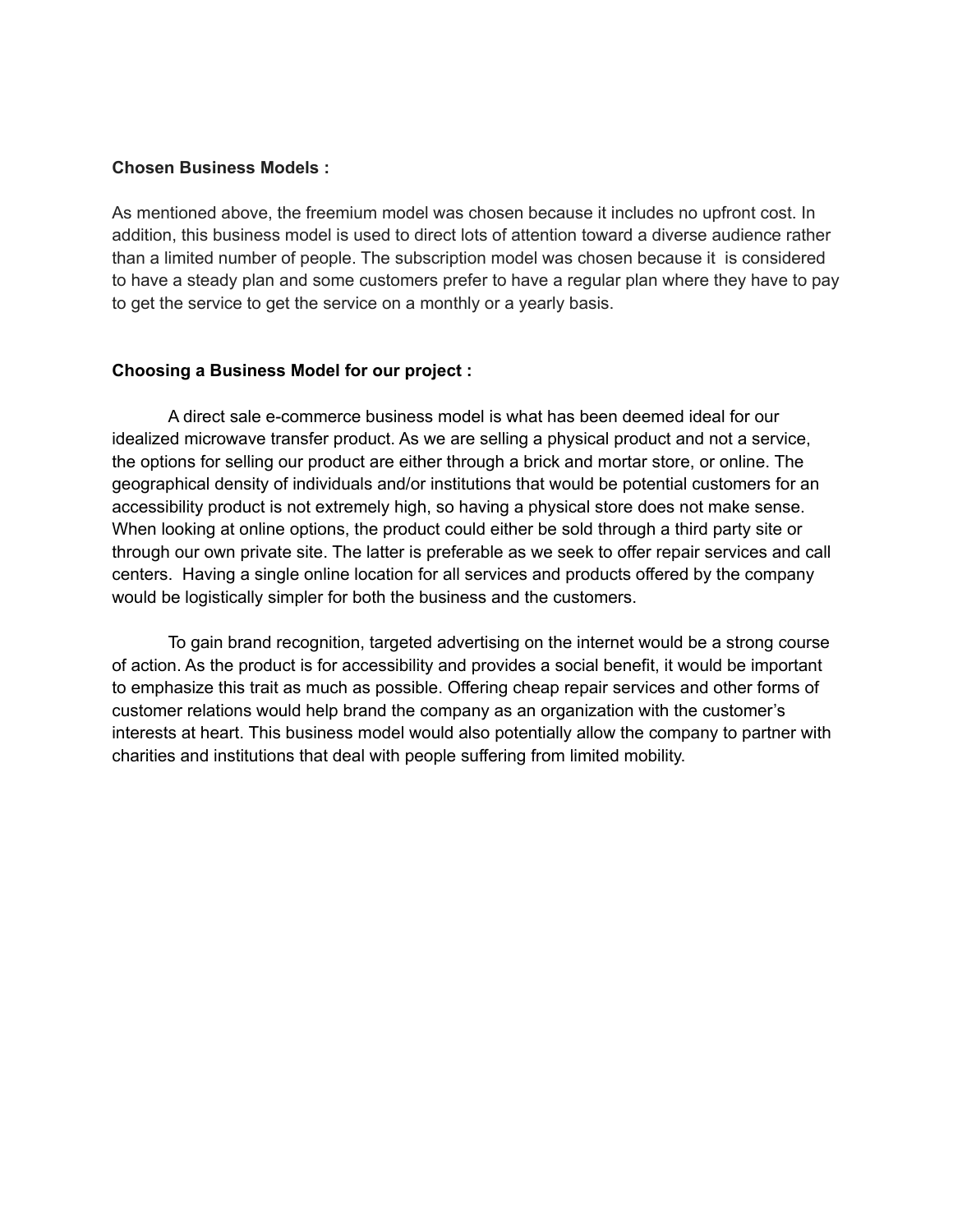**Chosen Business Models :**

As mentioned above, the freemium model was chosen because it includes no upfront cost. In addition, this business model is used to direct lots of attention toward a diverse audience rather than a limited number of people. The subscription model was chosen because it is considered to have a steady plan and some customers prefer to have a regular plan where they have to pay to get the service to get the service on a monthly or a yearly basis.

**Choosing a Business Model for our project :**

A direct sale e-commerce business model is what has been deemed ideal for our idealized microwave transfer product. As we are selling a physical product and not a service, the options for selling our product are either through a brick and mortar store, or online. The geographical density of individuals and/or institutions that would be potential customers for an accessibility product is not extremely high, so having a physical store does not make sense. When looking at online options, the product could either be sold through a third party site or through our own private site. The latter is preferable as we seek to offer repair services and call centers. Having a single online location for all services and products offered by the company would be logistically simpler for both the business and the customers.

To gain brand recognition, targeted advertising on the internet would be a strong course of action. As the product is for accessibility and provides a social benefit, it would be important to emphasize this trait as much as possible. Offering cheap repair services and other forms of customer relations would help brand the company as an organization with the customer's interests at heart. This business model would also potentially allow the company to partner with charities and institutions that deal with people suffering from limited mobility.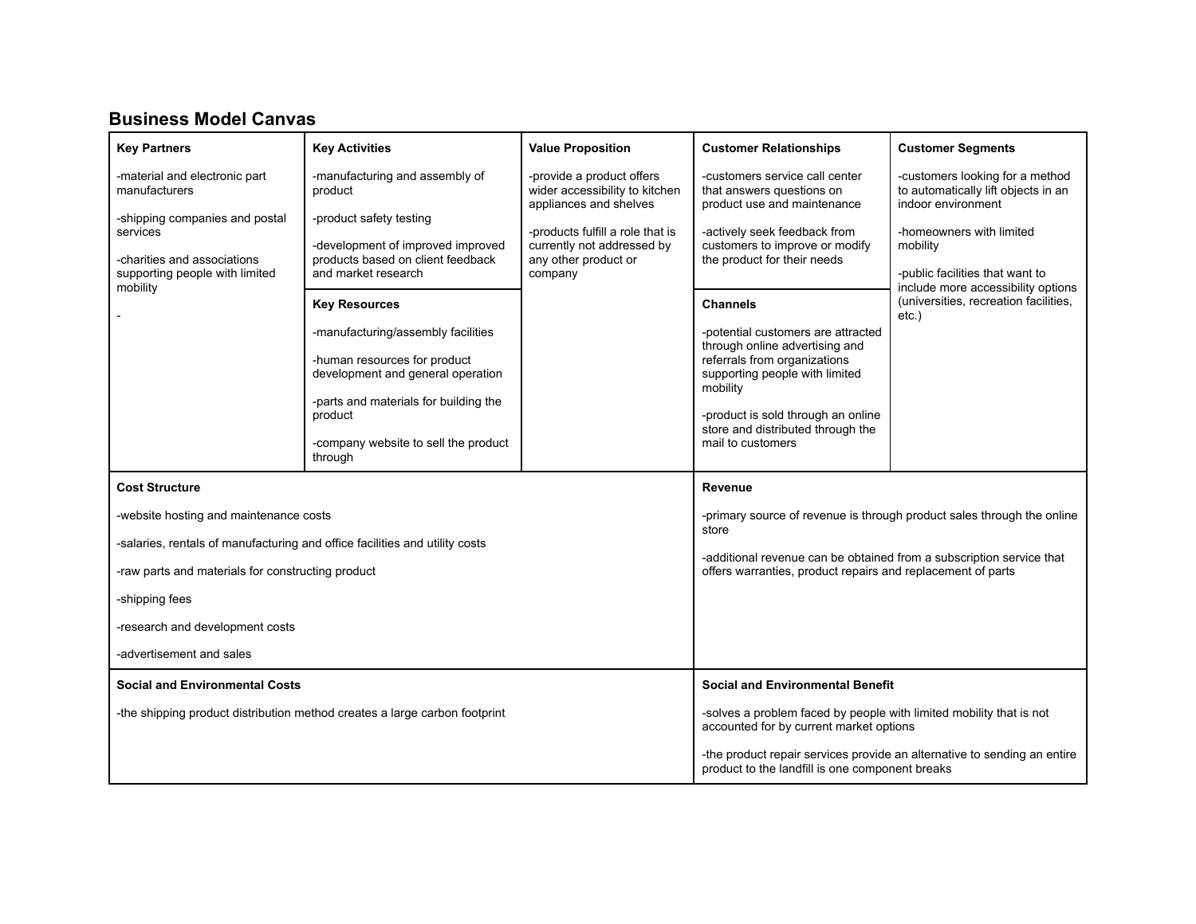## Business Model Canvas

| Key Partners | Key Activities | Value Proposition | Customer Relationships | Customer Segments |
|---|---|---|---|---|
| -material and electronic part manufacturers<br><br>-shipping companies and postal services<br><br>-charities and associations supporting people with limited mobility<br><br>- | -manufacturing and assembly of product<br><br>-product safety testing<br><br>-development of improved improved products based on client feedback and market research | -provide a product offers wider accessibility to kitchen appliances and shelves<br><br>-products fulfill a role that is currently not addressed by any other product or company | -customers service call center that answers questions on product use and maintenance<br><br>-actively seek feedback from customers to improve or modify the product for their needs | -customers looking for a method to automatically lift objects in an indoor environment<br><br>-homeowners with limited mobility<br><br>-public facilities that want to include more accessibility options (universities, recreation facilities, etc.) |
| | **Key Resources** | | **Channels** | |
| | -manufacturing/assembly facilities<br><br>-human resources for product development and general operation<br><br>-parts and materials for building the product<br><br>-company website to sell the product through | | -potential customers are attracted through online advertising and referrals from organizations supporting people with limited mobility<br><br>-product is sold through an online store and distributed through the mail to customers | |

| Cost Structure | Revenue |
|---|---|
| -website hosting and maintenance costs<br><br>-salaries, rentals of manufacturing and office facilities and utility costs<br><br>-raw parts and materials for constructing product<br><br>-shipping fees<br><br>-research and development costs<br><br>-advertisement and sales | -primary source of revenue is through product sales through the online store<br><br>-additional revenue can be obtained from a subscription service that offers warranties, product repairs and replacement of parts |
| **Social and Environmental Costs** | **Social and Environmental Benefit** |
| -the shipping product distribution method creates a large carbon footprint | -solves a problem faced by people with limited mobility that is not accounted for by current market options<br><br>-the product repair services provide an alternative to sending an entire product to the landfill is one component breaks |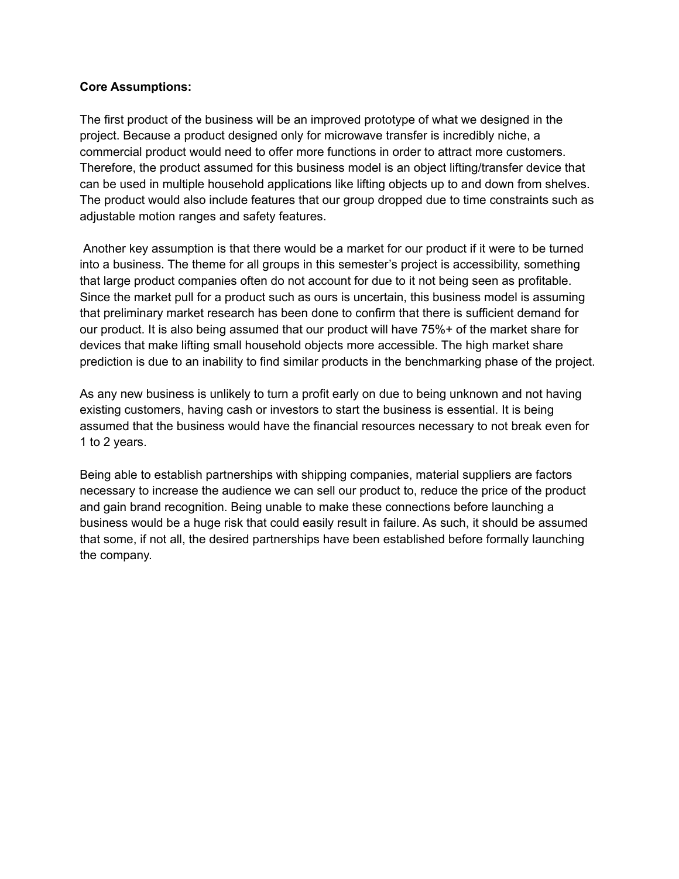**Core Assumptions:**

The first product of the business will be an improved prototype of what we designed in the project. Because a product designed only for microwave transfer is incredibly niche, a commercial product would need to offer more functions in order to attract more customers. Therefore, the product assumed for this business model is an object lifting/transfer device that can be used in multiple household applications like lifting objects up to and down from shelves. The product would also include features that our group dropped due to time constraints such as adjustable motion ranges and safety features.

Another key assumption is that there would be a market for our product if it were to be turned into a business. The theme for all groups in this semester's project is accessibility, something that large product companies often do not account for due to it not being seen as profitable. Since the market pull for a product such as ours is uncertain, this business model is assuming that preliminary market research has been done to confirm that there is sufficient demand for our product. It is also being assumed that our product will have 75%+ of the market share for devices that make lifting small household objects more accessible. The high market share prediction is due to an inability to find similar products in the benchmarking phase of the project.

As any new business is unlikely to turn a profit early on due to being unknown and not having existing customers, having cash or investors to start the business is essential. It is being assumed that the business would have the financial resources necessary to not break even for 1 to 2 years.

Being able to establish partnerships with shipping companies, material suppliers are factors necessary to increase the audience we can sell our product to, reduce the price of the product and gain brand recognition. Being unable to make these connections before launching a business would be a huge risk that could easily result in failure. As such, it should be assumed that some, if not all, the desired partnerships have been established before formally launching the company.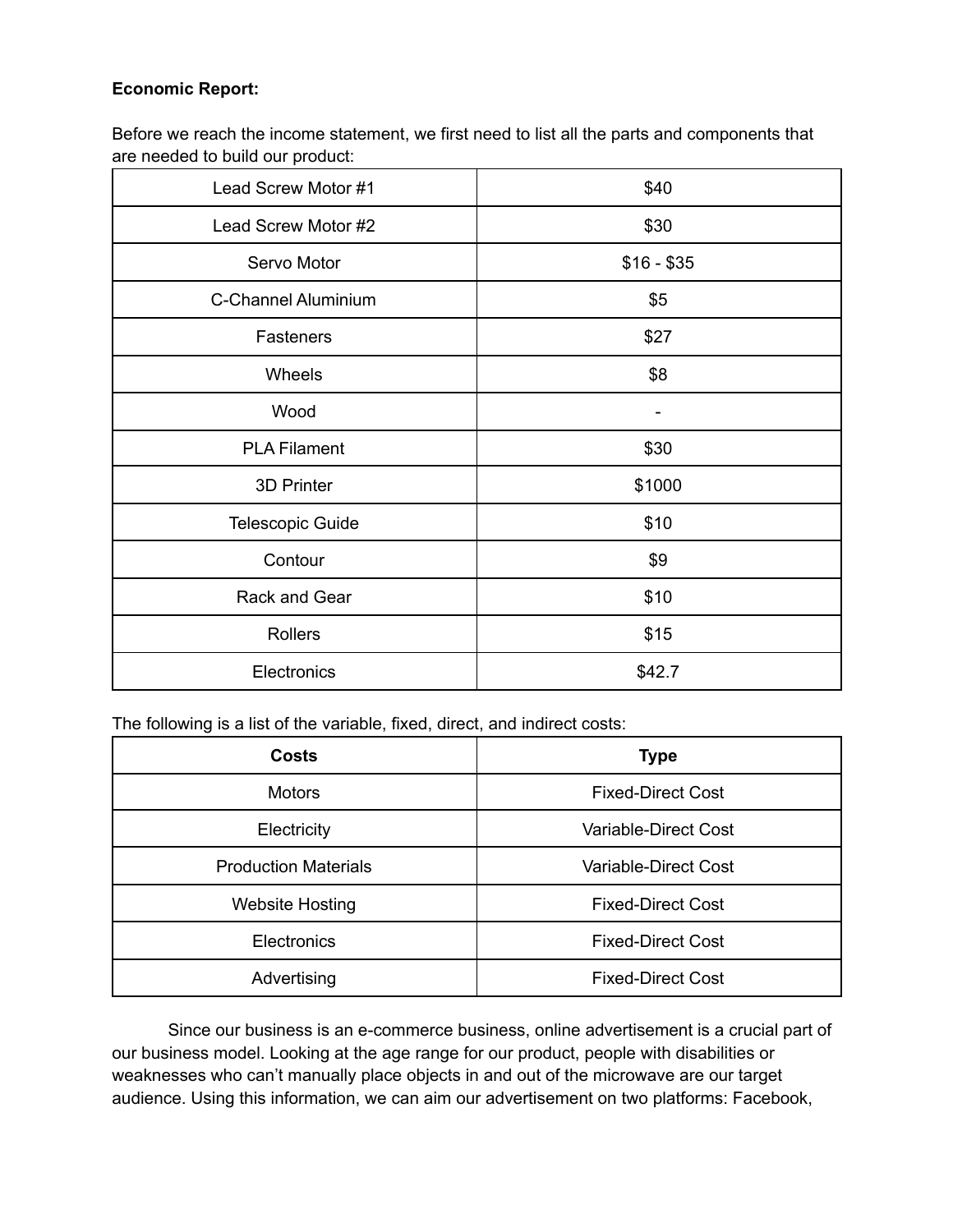**Economic Report:**

Before we reach the income statement, we first need to list all the parts and components that are needed to build our product:

| | |
|---|---|
| Lead Screw Motor #1 | $40 |
| Lead Screw Motor #2 | $30 |
| Servo Motor | $16 - $35 |
| C-Channel Aluminium | $5 |
| Fasteners | $27 |
| Wheels | $8 |
| Wood | - |
| PLA Filament | $30 |
| 3D Printer | $1000 |
| Telescopic Guide | $10 |
| Contour | $9 |
| Rack and Gear | $10 |
| Rollers | $15 |
| Electronics | $42.7 |

The following is a list of the variable, fixed, direct, and indirect costs:

| **Costs** | **Type** |
|---|---|
| Motors | Fixed-Direct Cost |
| Electricity | Variable-Direct Cost |
| Production Materials | Variable-Direct Cost |
| Website Hosting | Fixed-Direct Cost |
| Electronics | Fixed-Direct Cost |
| Advertising | Fixed-Direct Cost |

Since our business is an e-commerce business, online advertisement is a crucial part of our business model. Looking at the age range for our product, people with disabilities or weaknesses who can't manually place objects in and out of the microwave are our target audience. Using this information, we can aim our advertisement on two platforms: Facebook,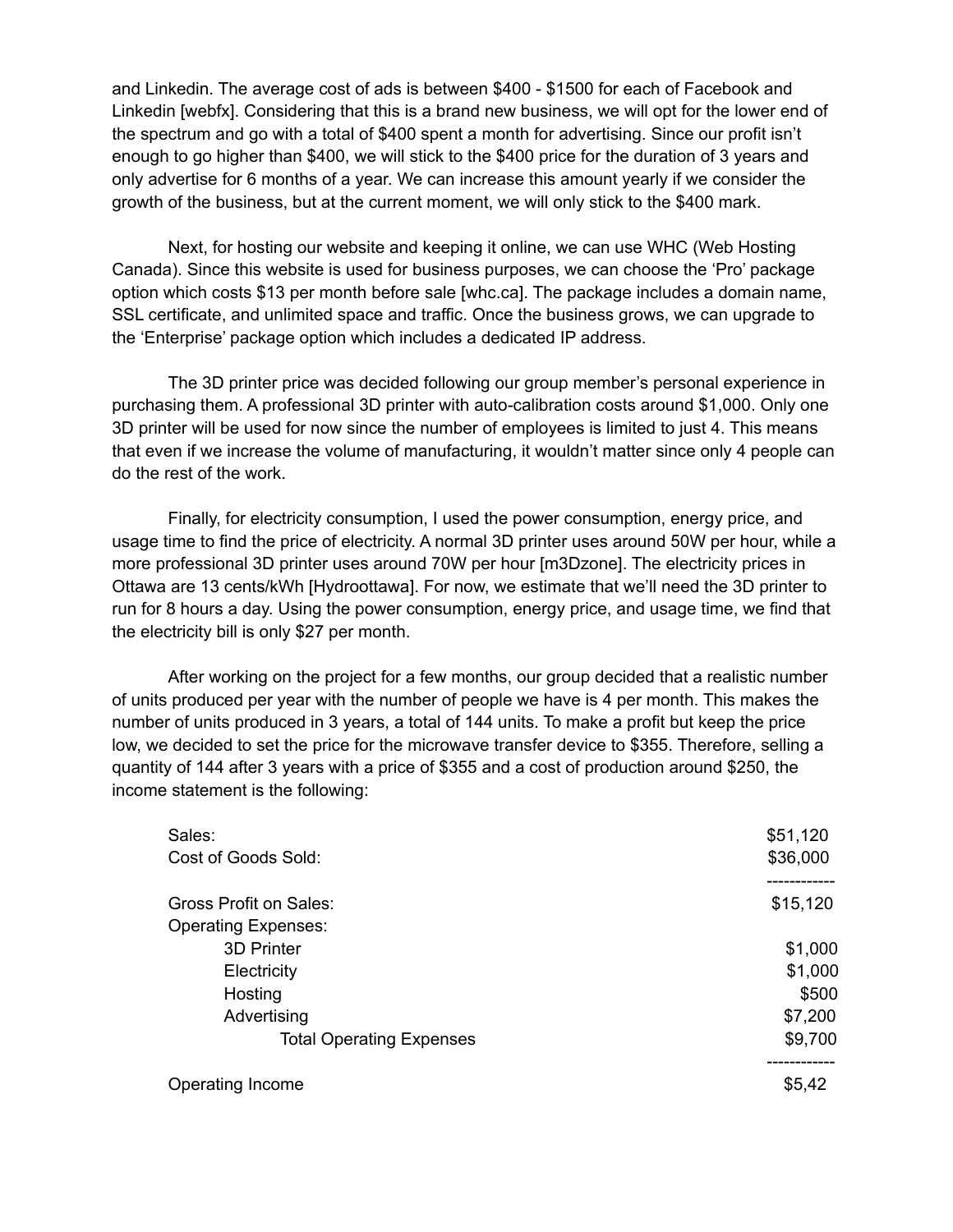and Linkedin. The average cost of ads is between $400 - $1500 for each of Facebook and Linkedin [webfx]. Considering that this is a brand new business, we will opt for the lower end of the spectrum and go with a total of $400 spent a month for advertising. Since our profit isn't enough to go higher than $400, we will stick to the $400 price for the duration of 3 years and only advertise for 6 months of a year. We can increase this amount yearly if we consider the growth of the business, but at the current moment, we will only stick to the $400 mark.

Next, for hosting our website and keeping it online, we can use WHC (Web Hosting Canada). Since this website is used for business purposes, we can choose the 'Pro' package option which costs $13 per month before sale [whc.ca]. The package includes a domain name, SSL certificate, and unlimited space and traffic. Once the business grows, we can upgrade to the 'Enterprise' package option which includes a dedicated IP address.

The 3D printer price was decided following our group member's personal experience in purchasing them. A professional 3D printer with auto-calibration costs around $1,000. Only one 3D printer will be used for now since the number of employees is limited to just 4. This means that even if we increase the volume of manufacturing, it wouldn't matter since only 4 people can do the rest of the work.

Finally, for electricity consumption, I used the power consumption, energy price, and usage time to find the price of electricity. A normal 3D printer uses around 50W per hour, while a more professional 3D printer uses around 70W per hour [m3Dzone]. The electricity prices in Ottawa are 13 cents/kWh [Hydroottawa]. For now, we estimate that we'll need the 3D printer to run for 8 hours a day. Using the power consumption, energy price, and usage time, we find that the electricity bill is only $27 per month.

After working on the project for a few months, our group decided that a realistic number of units produced per year with the number of people we have is 4 per month. This makes the number of units produced in 3 years, a total of 144 units. To make a profit but keep the price low, we decided to set the price for the microwave transfer device to $355. Therefore, selling a quantity of 144 after 3 years with a price of $355 and a cost of production around $250, the income statement is the following:

| | |
|---|---|
| Sales: | $51,120 |
| Cost of Goods Sold: | $36,000 |
| | ----------- |
| Gross Profit on Sales: | $15,120 |
| Operating Expenses: | |
| 3D Printer | $1,000 |
| Electricity | $1,000 |
| Hosting | $500 |
| Advertising | $7,200 |
| Total Operating Expenses | $9,700 |
| | ----------- |
| Operating Income | $5,42 |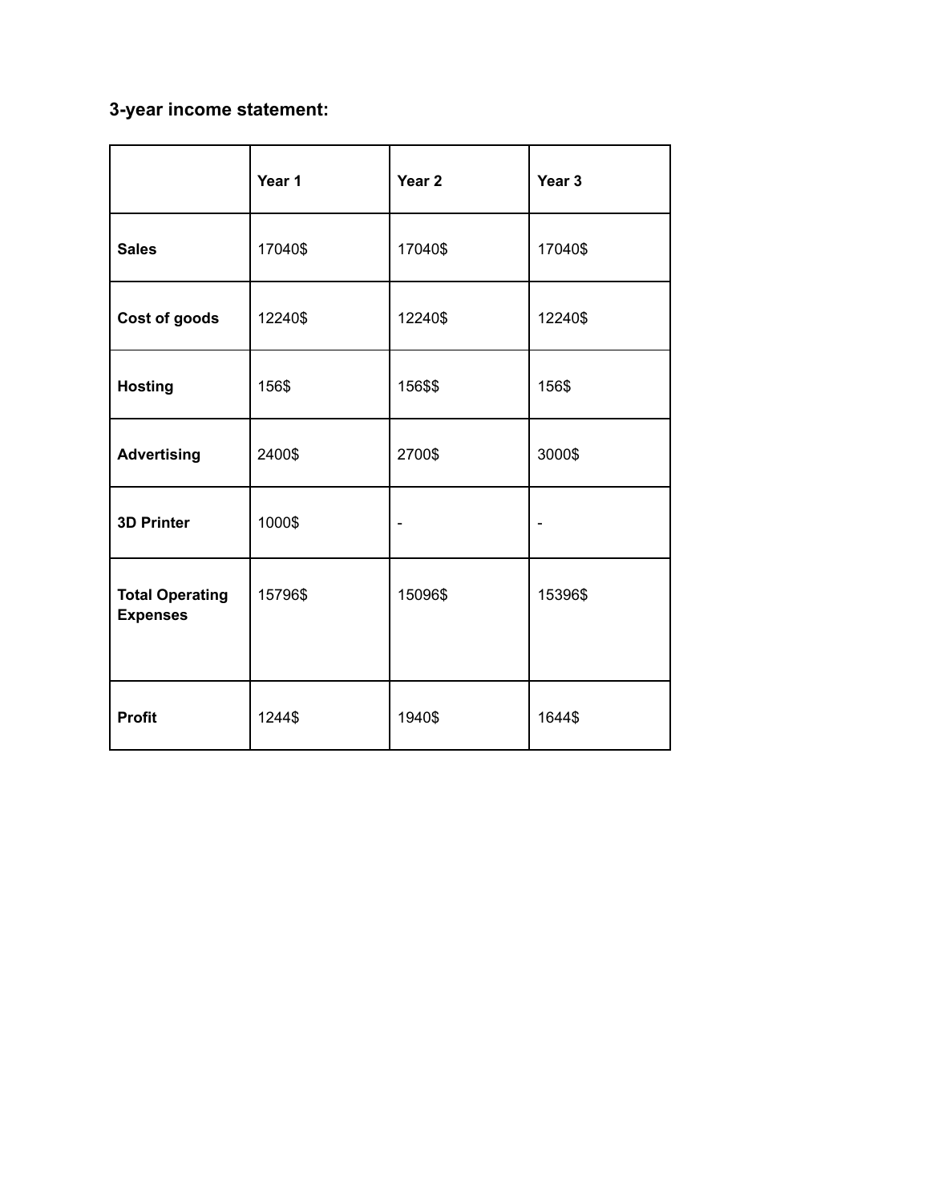### 3-year income statement:

| | Year 1 | Year 2 | Year 3 |
|---|---|---|---|
| **Sales** | 17040$ | 17040$ | 17040$ |
| **Cost of goods** | 12240$ | 12240$ | 12240$ |
| **Hosting** | 156$ | 156$$ | 156$ |
| **Advertising** | 2400$ | 2700$ | 3000$ |
| **3D Printer** | 1000$ | - | - |
| **Total Operating Expenses** | 15796$ | 15096$ | 15396$ |
| **Profit** | 1244$ | 1940$ | 1644$ |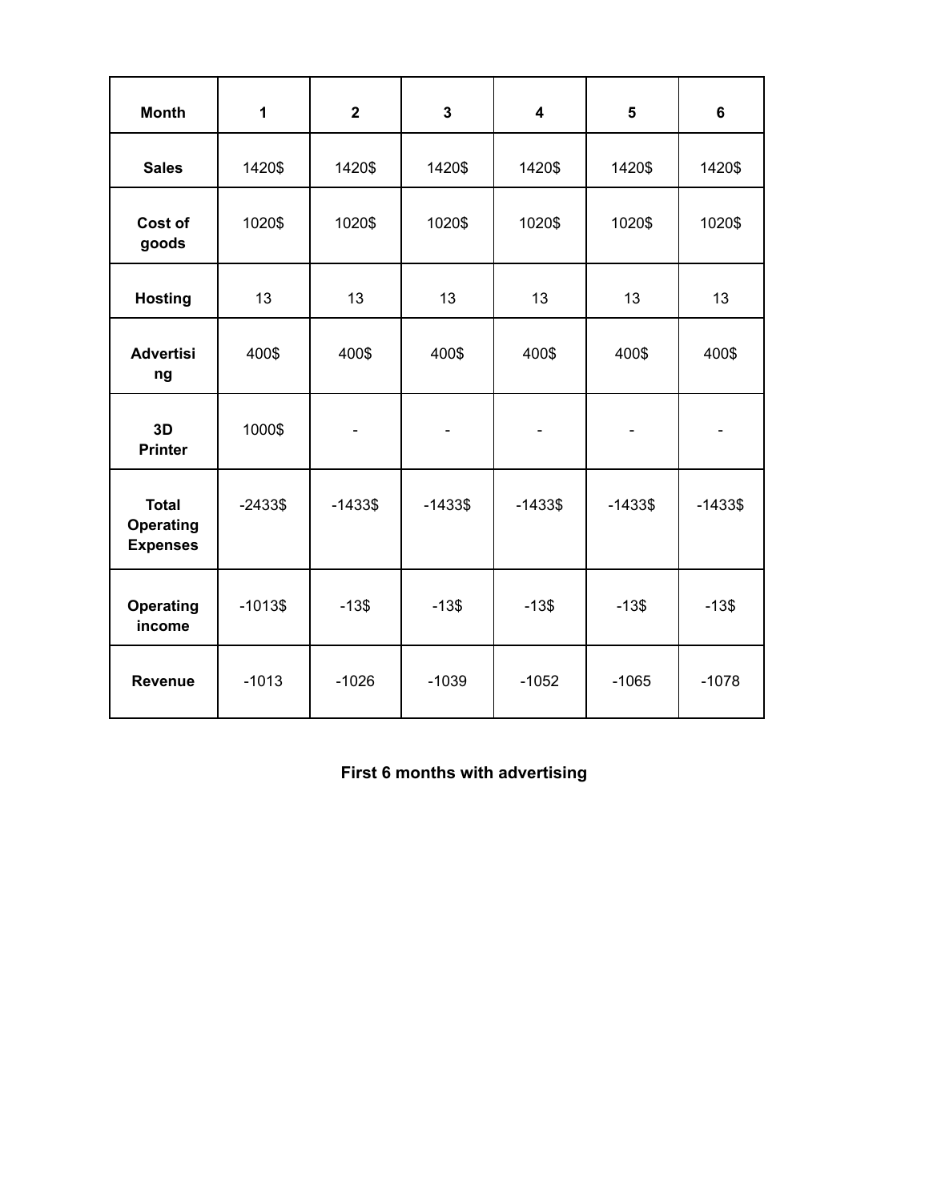| Month | 1 | 2 | 3 | 4 | 5 | 6 |
| --- | --- | --- | --- | --- | --- | --- |
| Sales | 1420$ | 1420$ | 1420$ | 1420$ | 1420$ | 1420$ |
| Cost of goods | 1020$ | 1020$ | 1020$ | 1020$ | 1020$ | 1020$ |
| Hosting | 13 | 13 | 13 | 13 | 13 | 13 |
| Advertising | 400$ | 400$ | 400$ | 400$ | 400$ | 400$ |
| 3D Printer | 1000$ | - | - | - | - | - |
| Total Operating Expenses | -2433$ | -1433$ | -1433$ | -1433$ | -1433$ | -1433$ |
| Operating income | -1013$ | -13$ | -13$ | -13$ | -13$ | -13$ |
| Revenue | -1013 | -1026 | -1039 | -1052 | -1065 | -1078 |

**First 6 months with advertising**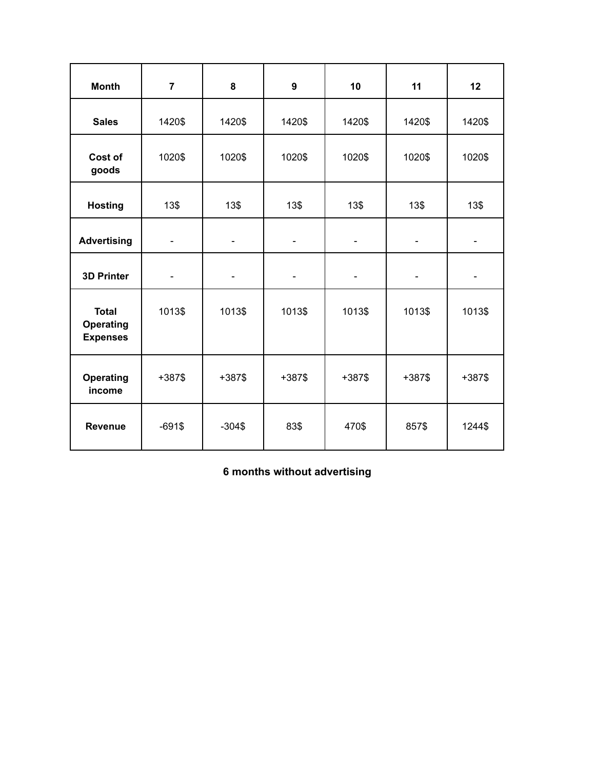| Month | 7 | 8 | 9 | 10 | 11 | 12 |
| --- | --- | --- | --- | --- | --- | --- |
| Sales | 1420$ | 1420$ | 1420$ | 1420$ | 1420$ | 1420$ |
| Cost of goods | 1020$ | 1020$ | 1020$ | 1020$ | 1020$ | 1020$ |
| Hosting | 13$ | 13$ | 13$ | 13$ | 13$ | 13$ |
| Advertising | - | - | - | - | - | - |
| 3D Printer | - | - | - | - | - | - |
| Total Operating Expenses | 1013$ | 1013$ | 1013$ | 1013$ | 1013$ | 1013$ |
| Operating income | +387$ | +387$ | +387$ | +387$ | +387$ | +387$ |
| Revenue | -691$ | -304$ | 83$ | 470$ | 857$ | 1244$ |

**6 months without advertising**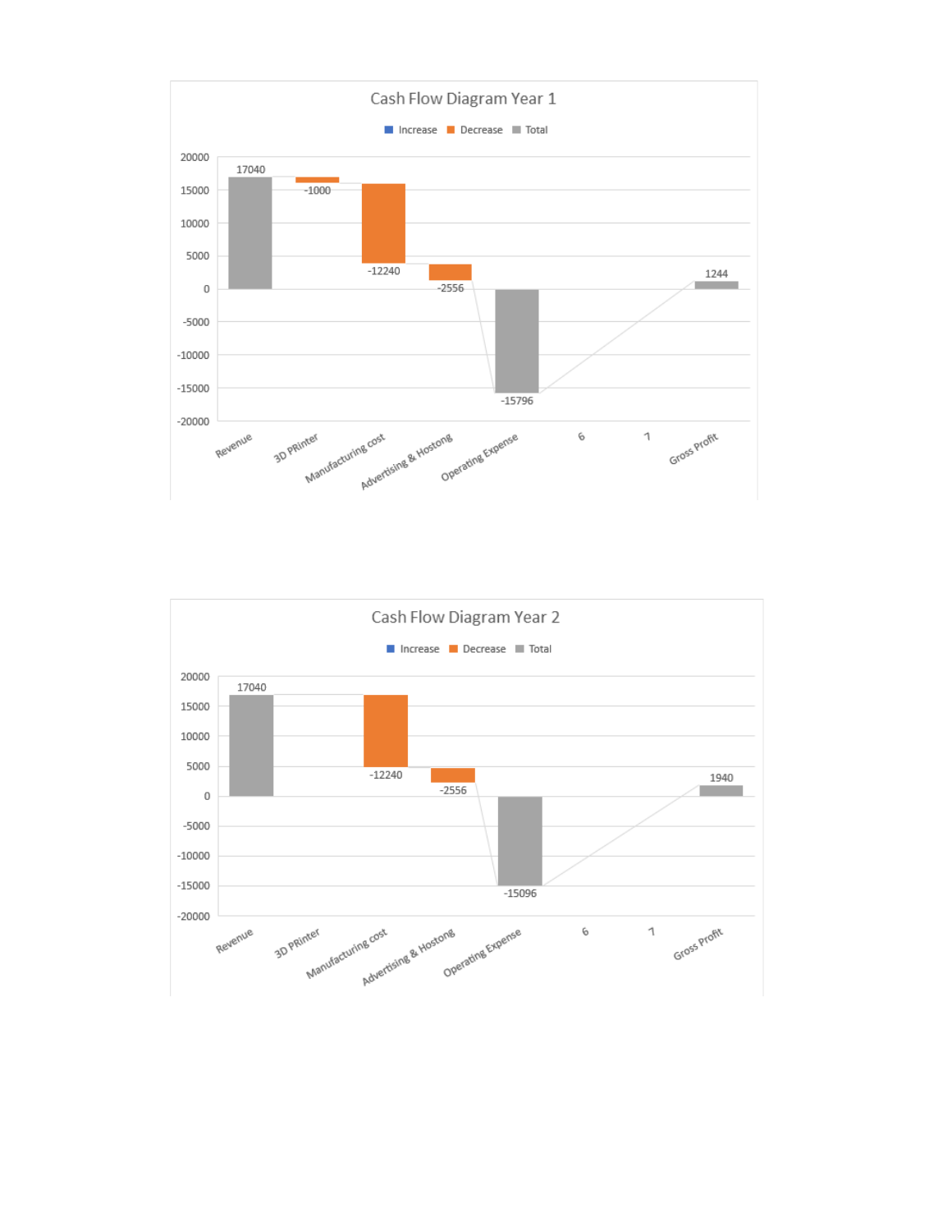**Cash Flow Diagram Year 1**

| Category | Value |
|---|---|
| Revenue | 17040 |
| 3D PRinter | -1000 |
| Manufacturing cost | -12240 |
| Advertising & Hostong | -2556 |
| Operating Expense | -15796 |
| 6 | |
| 7 | |
| Gross Profit | 1244 |

Legend: Increase, Decrease, Total

**Cash Flow Diagram Year 2**

| Category | Value |
|---|---|
| Revenue | 17040 |
| 3D PRinter | |
| Manufacturing cost | -12240 |
| Advertising & Hostong | -2556 |
| Operating Expense | -15096 |
| 6 | |
| 7 | |
| Gross Profit | 1940 |

Legend: Increase, Decrease, Total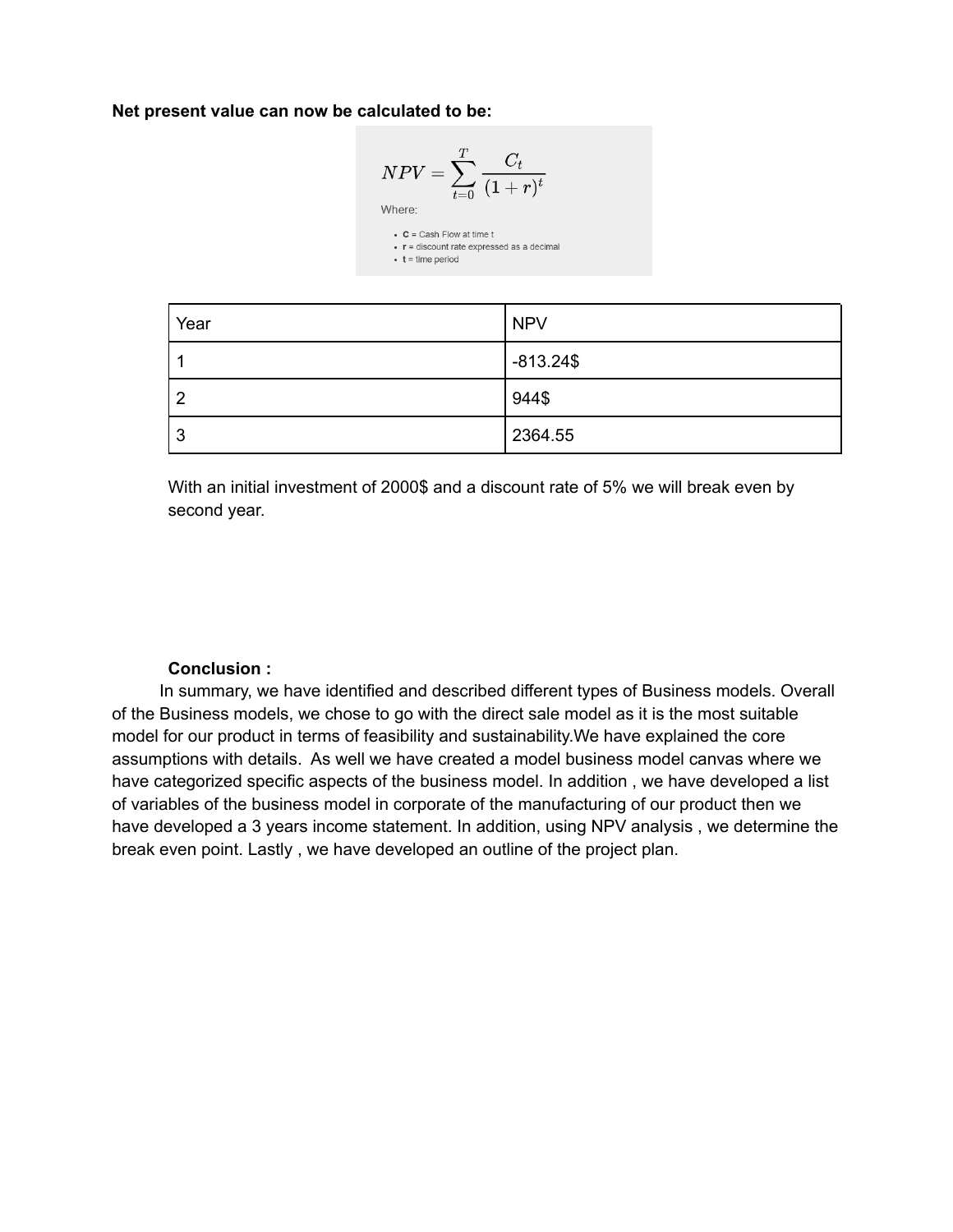**Net present value can now be calculated to be:**

$$NPV = \sum_{t=0}^{T} \frac{C_t}{(1+r)^t}$$

Where:

- **C** = Cash Flow at time t
- **r** = discount rate expressed as a decimal
- **t** = time period

| Year | NPV |
| --- | --- |
| 1 | -813.24$ |
| 2 | 944$ |
| 3 | 2364.55 |

With an initial investment of 2000$ and a discount rate of 5% we will break even by second year.

**Conclusion :**

In summary, we have identified and described different types of Business models. Overall of the Business models, we chose to go with the direct sale model as it is the most suitable model for our product in terms of feasibility and sustainability.We have explained the core assumptions with details. As well we have created a model business model canvas where we have categorized specific aspects of the business model. In addition , we have developed a list of variables of the business model in corporate of the manufacturing of our product then we have developed a 3 years income statement. In addition, using NPV analysis , we determine the break even point. Lastly , we have developed an outline of the project plan.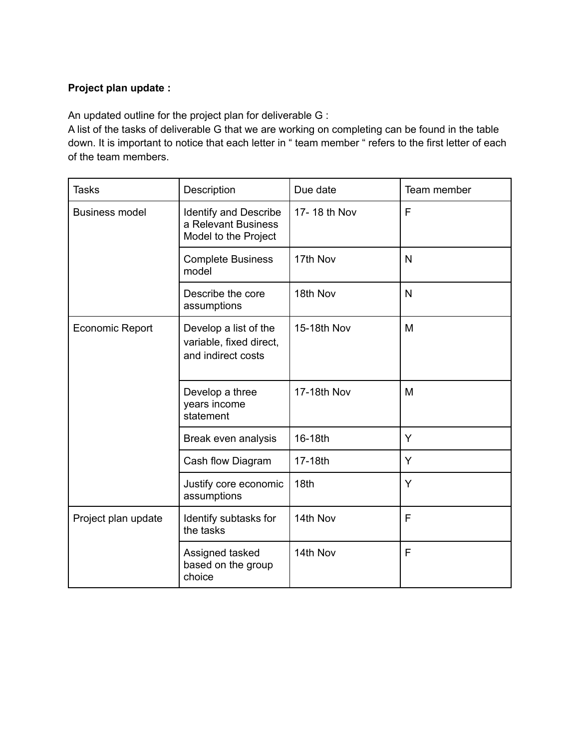**Project plan update :**

An updated outline for the project plan for deliverable G :
A list of the tasks of deliverable G that we are working on completing can be found in the table down. It is important to notice that each letter in " team member " refers to the first letter of each of the team members.

| Tasks | Description | Due date | Team member |
|---|---|---|---|
| Business model | Identify and Describe a Relevant Business Model to the Project | 17- 18 th Nov | F |
| | Complete Business model | 17th Nov | N |
| | Describe the core assumptions | 18th Nov | N |
| Economic Report | Develop a list of the variable, fixed direct, and indirect costs | 15-18th Nov | M |
| | Develop a three years income statement | 17-18th Nov | M |
| | Break even analysis | 16-18th | Y |
| | Cash flow Diagram | 17-18th | Y |
| | Justify core economic assumptions | 18th | Y |
| Project plan update | Identify subtasks for the tasks | 14th Nov | F |
| | Assigned tasked based on the group choice | 14th Nov | F |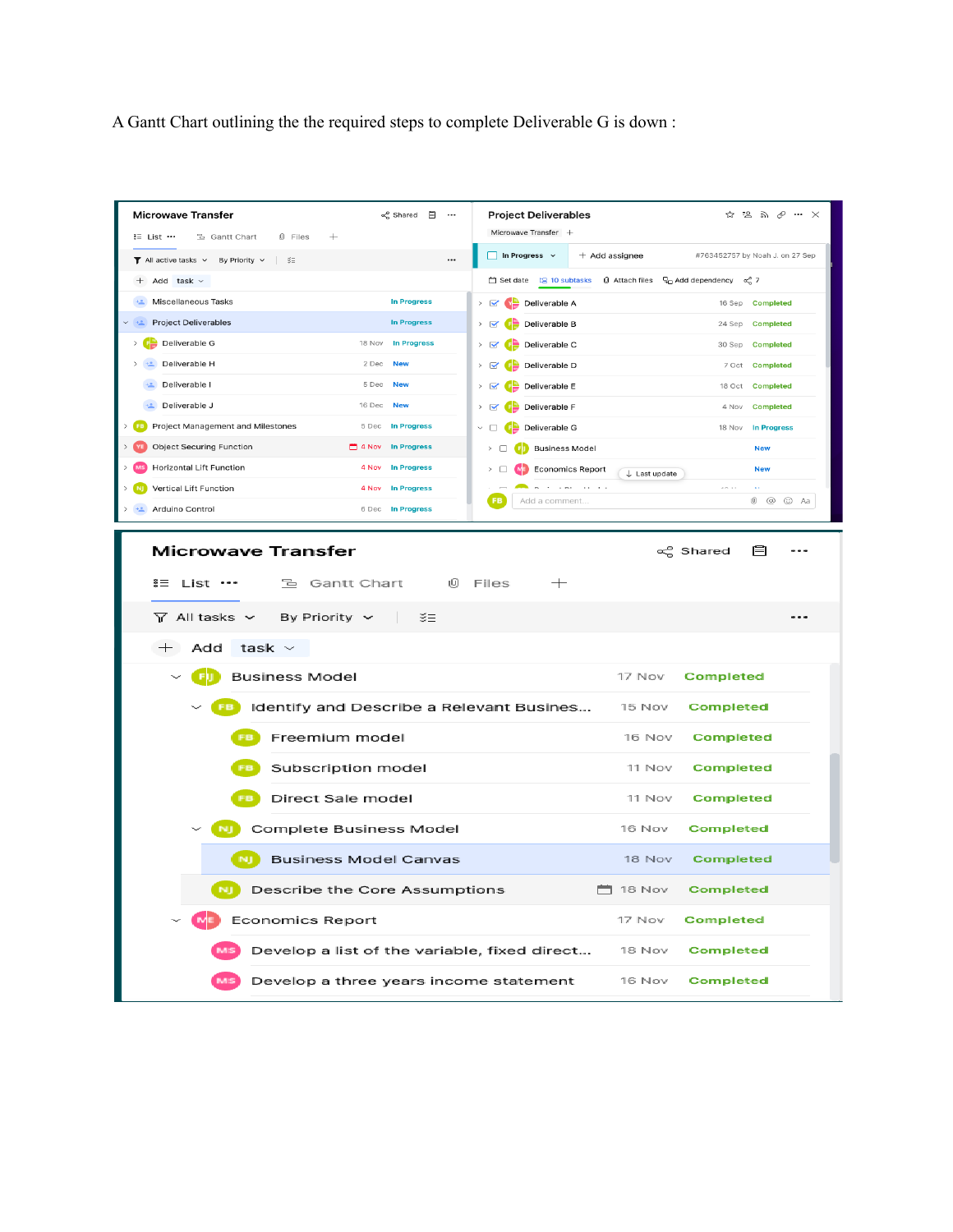A Gantt Chart outlining the the required steps to complete Deliverable G is down :

**Microwave Transfer**

List | Gantt Chart | Files

All active tasks | By Priority

| Task | Date | Status |
| --- | --- | --- |
| Miscellaneous Tasks | | In Progress |
| Project Deliverables | | In Progress |
| Deliverable G | 18 Nov | In Progress |
| Deliverable H | 2 Dec | New |
| Deliverable I | 5 Dec | New |
| Deliverable J | 16 Dec | New |
| Project Management and Milestones | 5 Dec | In Progress |
| Object Securing Function | 4 Nov | In Progress |
| Horizontal Lift Function | 4 Nov | In Progress |
| Vertical Lift Function | 4 Nov | In Progress |
| Arduino Control | 6 Dec | In Progress |

**Project Deliverables**

Microwave Transfer

In Progress | Add assignee | #763452757 by Noah J. on 27 Sep

Set date | 10 subtasks | Attach files | Add dependency

| Task | Date | Status |
| --- | --- | --- |
| Deliverable A | 16 Sep | Completed |
| Deliverable B | 24 Sep | Completed |
| Deliverable C | 30 Sep | Completed |
| Deliverable D | 7 Oct | Completed |
| Deliverable E | 18 Oct | Completed |
| Deliverable F | 4 Nov | Completed |
| Deliverable G | 18 Nov | In Progress |
| Business Model | | New |
| Economics Report | | New |

**Microwave Transfer**

List | Gantt Chart | Files

All tasks | By Priority

| Task | Date | Status |
| --- | --- | --- |
| Business Model | 17 Nov | Completed |
| Identify and Describe a Relevant Busines... | 15 Nov | Completed |
| Freemium model | 16 Nov | Completed |
| Subscription model | 11 Nov | Completed |
| Direct Sale model | 11 Nov | Completed |
| Complete Business Model | 16 Nov | Completed |
| Business Model Canvas | 18 Nov | Completed |
| Describe the Core Assumptions | 18 Nov | Completed |
| Economics Report | 17 Nov | Completed |
| Develop a list of the variable, fixed direct... | 18 Nov | Completed |
| Develop a three years income statement | 16 Nov | Completed |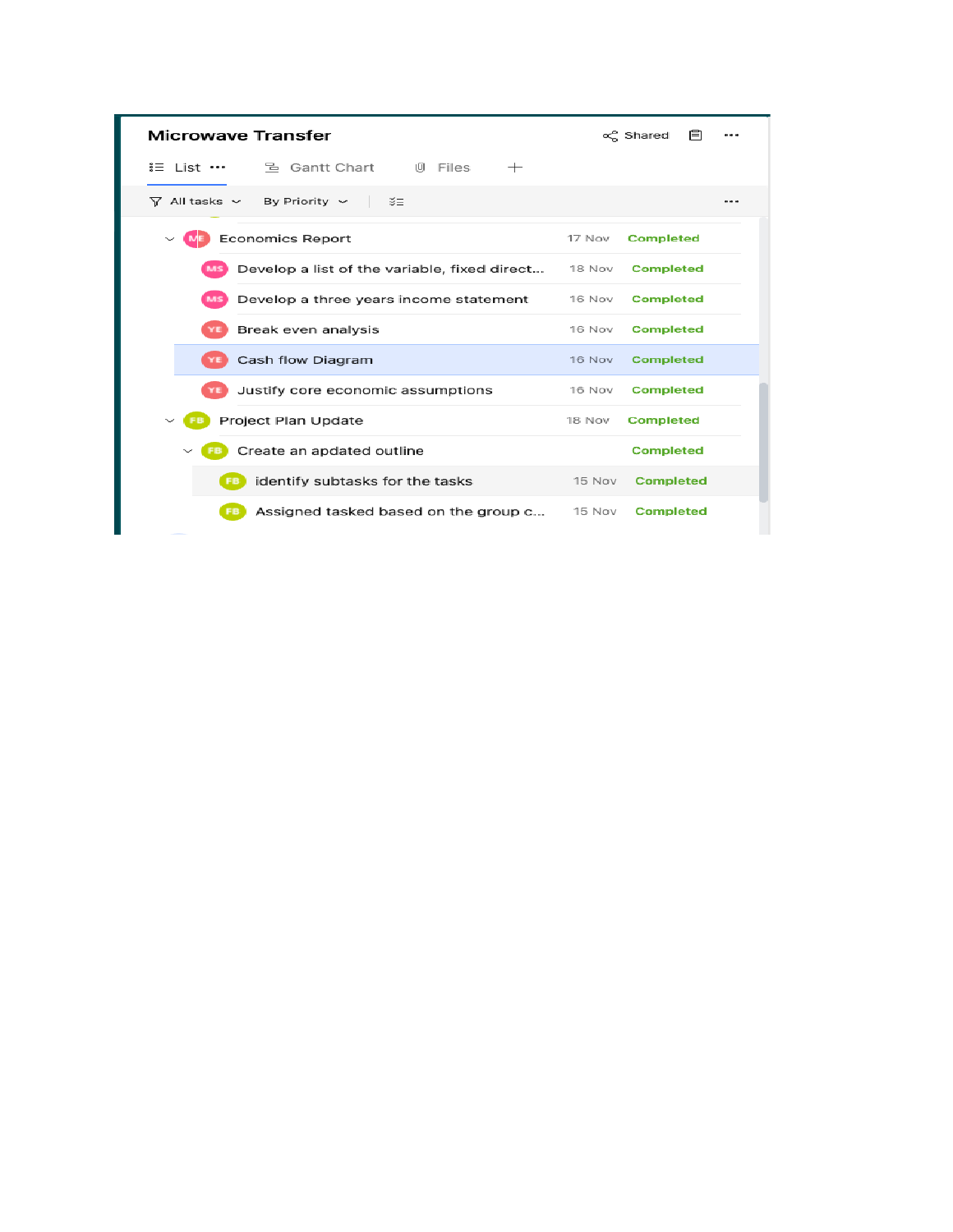# Microwave Transfer

List | Gantt Chart | Files

All tasks | By Priority

| Task | Assignee | Due | Status |
|---|---|---|---|
| Economics Report | ME | 17 Nov | Completed |
| Develop a list of the variable, fixed direct... | MS | 18 Nov | Completed |
| Develop a three years income statement | MS | 16 Nov | Completed |
| Break even analysis | YE | 16 Nov | Completed |
| Cash flow Diagram | YE | 16 Nov | Completed |
| Justify core economic assumptions | YE | 16 Nov | Completed |
| Project Plan Update | FB | 18 Nov | Completed |
| Create an apdated outline | FB | | Completed |
| identify subtasks for the tasks | FB | 15 Nov | Completed |
| Assigned tasked based on the group c... | FB | 15 Nov | Completed |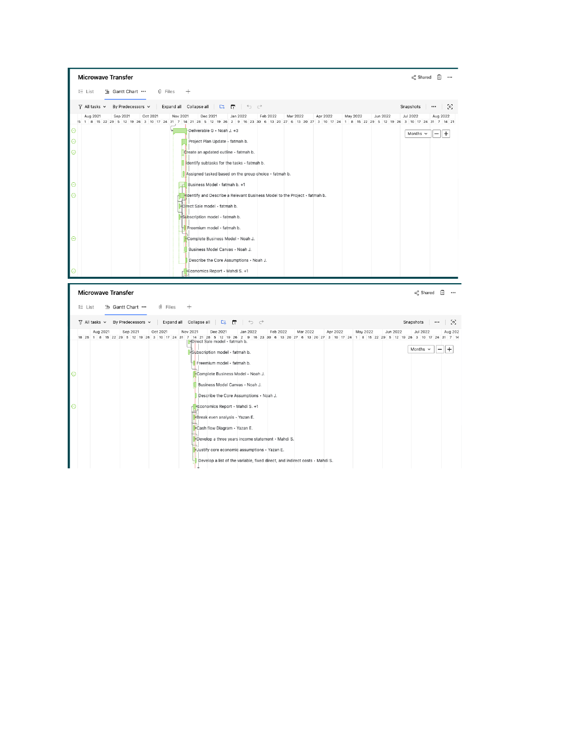Microwave Transfer

Shared

List | Gantt Chart | Files

All tasks | By Predecessors | Expand all | Collapse all | Snapshots

Aug 2021 | Sep 2021 | Oct 2021 | Nov 2021 | Dec 2021 | Jan 2022 | Feb 2022 | Mar 2022 | Apr 2022 | May 2022 | Jun 2022 | Jul 2022 | Aug 2022

Months

Deliverable G • Noah J. +3

Project Plan Update • fatmah b.

Create an apdated outline • fatmah b.

Identify subtasks for the tasks • fatmah b.

Assigned tasked based on the group choice • fatmah b.

Business Model • fatmah b. +1

Identify and Describe a Relevant Business Model to the Project • fatmah b.

Direct Sale model • fatmah b.

Subscription model • fatmah b.

Freemium model • fatmah b.

Complete Business Model • Noah J.

Business Model Canvas • Noah J.

Describe the Core Assumptions • Noah J.

Economics Report • Mahdi S. +1

Microwave Transfer

Shared

List | Gantt Chart | Files

All tasks | By Predecessors | Expand all | Collapse all | Snapshots

Aug 2021 | Sep 2021 | Oct 2021 | Nov 2021 | Dec 2021 | Jan 2022 | Feb 2022 | Mar 2022 | Apr 2022 | May 2022 | Jun 2022 | Jul 2022 | Aug 2022

Months

Direct Sale model • fatmah b.

Subscription model • fatmah b.

Freemium model • fatmah b.

Complete Business Model • Noah J.

Business Model Canvas • Noah J.

Describe the Core Assumptions • Noah J.

Economics Report • Mahdi S. +1

Break even analysis • Yazan E.

Cash flow Diagram • Yazan E.

Develop a three years income statement • Mahdi S.

Justify core economic assumptions • Yazan E.

Develop a list of the variable, fixed direct, and indirect costs • Mahdi S.